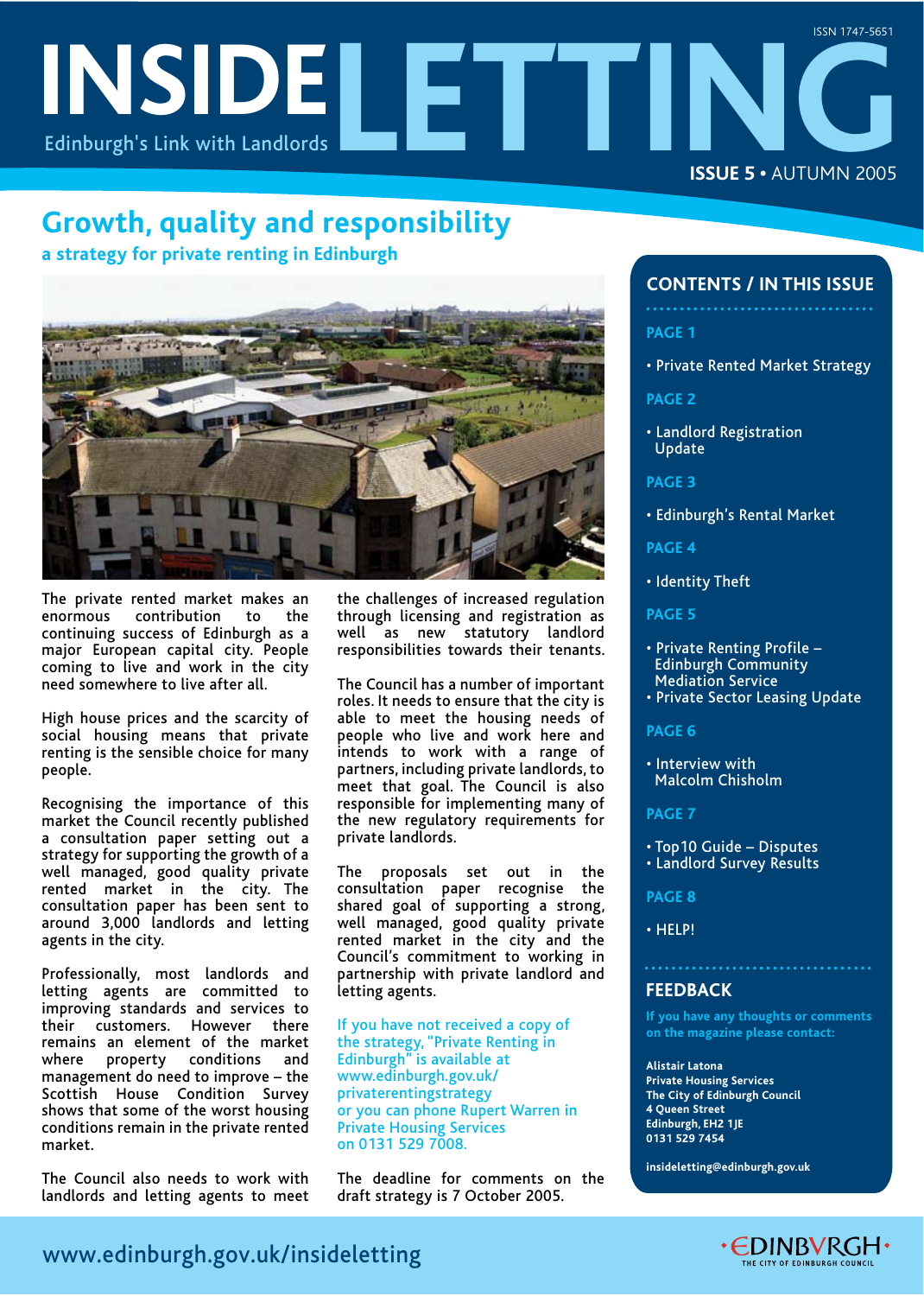# INSIDE LETTING

Edinburgh's Link with Landlords

ISSN 1747-5651

**ISSUE 5** • AUTUMN 2005

## Growth, quality and responsibility

### a strategy for private renting in Edinburgh

The private rented market makes an enormous contribution to the continuing success of Edinburgh as a major European capital city. People coming to live and work in the city need somewhere to live after all.

High house prices and the scarcity of social housing means that private renting is the sensible choice for many people.

Recognising the importance of this market the Council recently published a consultation paper setting out a strategy for supporting the growth of a well managed, good quality private rented market in the city. The consultation paper has been sent to around 3,000 landlords and letting agents in the city.

Professionally, most landlords and letting agents are committed to improving standards and services to their customers. However there remains an element of the market where property conditions and management do need to improve – the Scottish House Condition Survey shows that some of the worst housing conditions remain in the private rented market.

The Council also needs to work with landlords and letting agents to meet the challenges of increased regulation through licensing and registration as well as new statutory landlord responsibilities towards their tenants.

The Council has a number of important roles. It needs to ensure that the city is able to meet the housing needs of people who live and work here and intends to work with a range of partners, including private landlords, to meet that goal. The Council is also responsible for implementing many of the new regulatory requirements for private landlords.

The proposals set out in the consultation paper recognise the shared goal of supporting a strong, well managed, good quality private rented market in the city and the Council's commitment to working in partnership with private landlord and letting agents.

If you have not received a copy of the strategy, "Private Renting in Edinburgh" is available at www.edinburgh.gov.uk/privaterentingstrategy or you can phone Rupert Warren in Private Housing Services on 0131 529 7008.

The deadline for comments on the draft strategy is 7 October 2005.

## CONTENTS / IN THIS ISSUE

**PAGE 1**

- Private Rented Market Strategy

**PAGE 2**

- Landlord Registration Update

**PAGE 3**

- Edinburgh's Rental Market

**PAGE 4**

- Identity Theft

**PAGE 5**

- Private Renting Profile – Edinburgh Community Mediation Service
- Private Sector Leasing Update

**PAGE 6**

- Interview with Malcolm Chisholm

**PAGE 7**

- Top10 Guide – Disputes
- Landlord Survey Results

**PAGE 8**

- HELP!

## FEEDBACK

If you have any thoughts or comments on the magazine please contact:

**Alistair Latona**
**Private Housing Services**
**The City of Edinburgh Council**
**4 Queen Street**
**Edinburgh, EH2 1JE**
**0131 529 7454**

**insideletting@edinburgh.gov.uk**

www.edinburgh.gov.uk/insideletting

EDINBVRGH – THE CITY OF EDINBURGH COUNCIL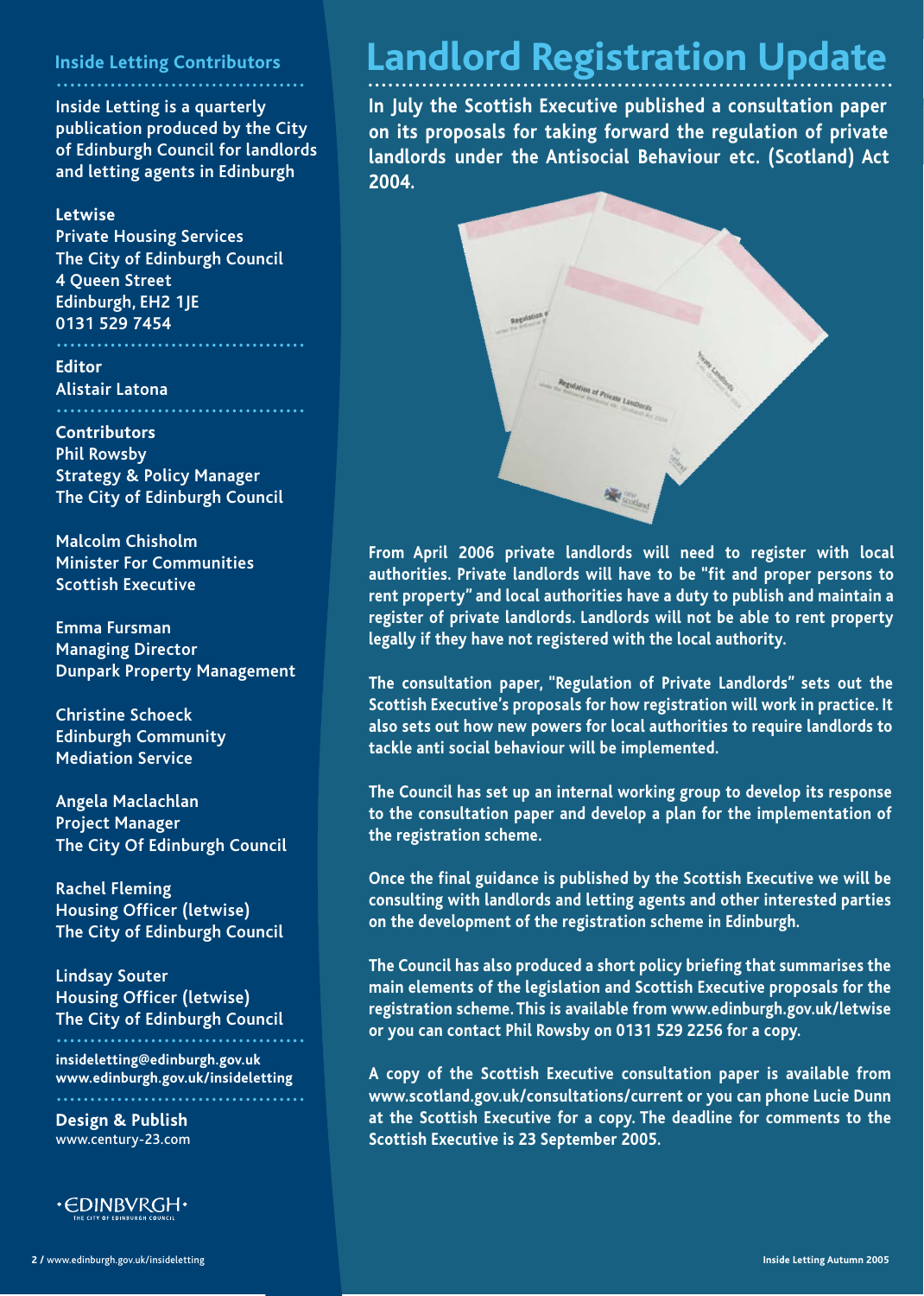## Inside Letting Contributors

Inside Letting is a quarterly publication produced by the City of Edinburgh Council for landlords and letting agents in Edinburgh

**Letwise**
Private Housing Services
The City of Edinburgh Council
4 Queen Street
Edinburgh, EH2 1JE
0131 529 7454

**Editor**
Alistair Latona

**Contributors**
Phil Rowsby
Strategy & Policy Manager
The City of Edinburgh Council

Malcolm Chisholm
Minister For Communities
Scottish Executive

Emma Fursman
Managing Director
Dunpark Property Management

Christine Schoeck
Edinburgh Community Mediation Service

Angela Maclachlan
Project Manager
The City Of Edinburgh Council

Rachel Fleming
Housing Officer (letwise)
The City of Edinburgh Council

Lindsay Souter
Housing Officer (letwise)
The City of Edinburgh Council

insideletting@edinburgh.gov.uk
www.edinburgh.gov.uk/insideletting

**Design & Publish**
www.century-23.com

# Landlord Registration Update

**In July the Scottish Executive published a consultation paper on its proposals for taking forward the regulation of private landlords under the Antisocial Behaviour etc. (Scotland) Act 2004.**

From April 2006 private landlords will need to register with local authorities. Private landlords will have to be "fit and proper persons to rent property" and local authorities have a duty to publish and maintain a register of private landlords. Landlords will not be able to rent property legally if they have not registered with the local authority.

The consultation paper, "Regulation of Private Landlords" sets out the Scottish Executive's proposals for how registration will work in practice. It also sets out how new powers for local authorities to require landlords to tackle anti social behaviour will be implemented.

The Council has set up an internal working group to develop its response to the consultation paper and develop a plan for the implementation of the registration scheme.

Once the final guidance is published by the Scottish Executive we will be consulting with landlords and letting agents and other interested parties on the development of the registration scheme in Edinburgh.

The Council has also produced a short policy briefing that summarises the main elements of the legislation and Scottish Executive proposals for the registration scheme. This is available from www.edinburgh.gov.uk/letwise or you can contact Phil Rowsby on 0131 529 2256 for a copy.

A copy of the Scottish Executive consultation paper is available from www.scotland.gov.uk/consultations/current or you can phone Lucie Dunn at the Scottish Executive for a copy. The deadline for comments to the Scottish Executive is 23 September 2005.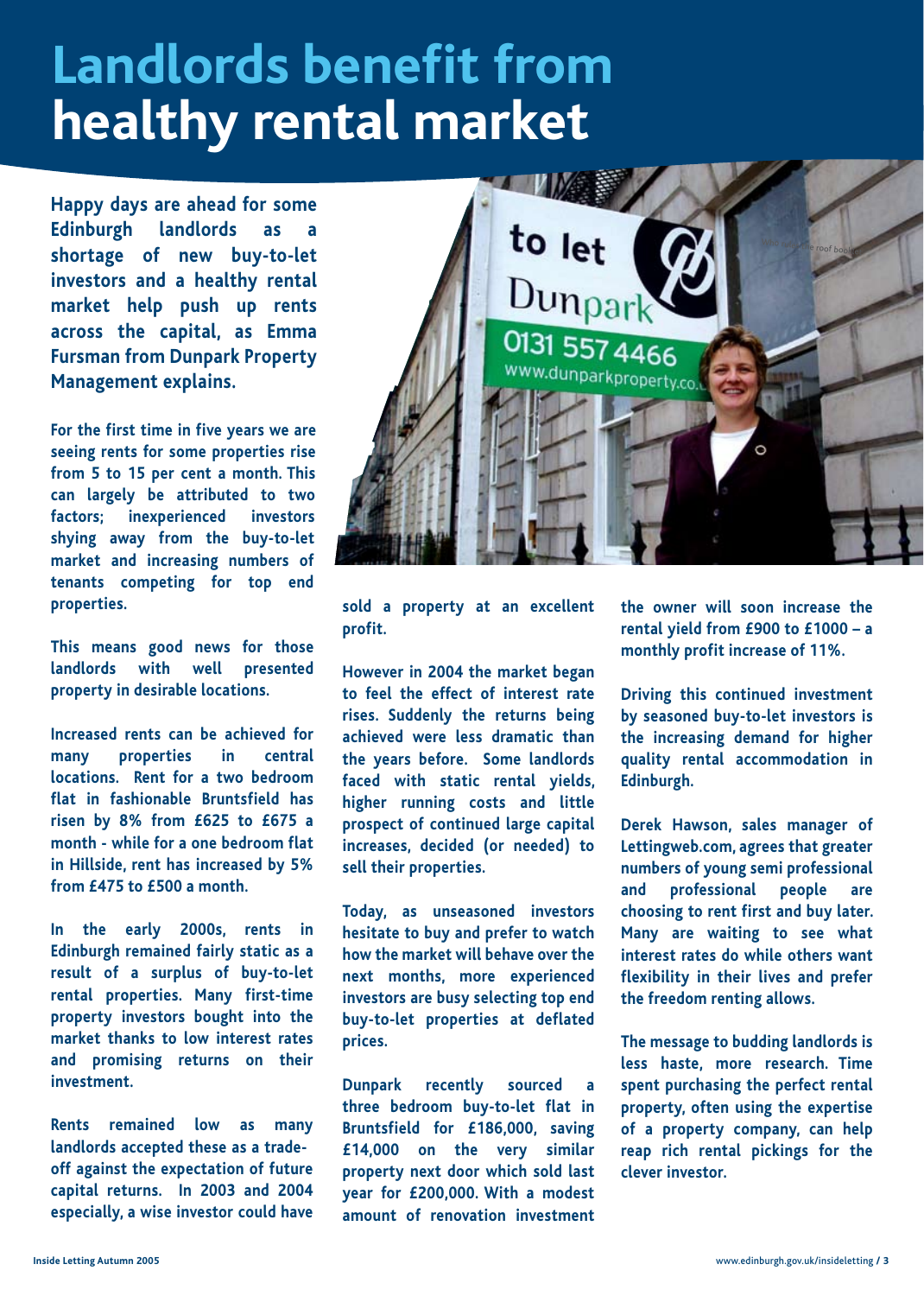# Landlords benefit from healthy rental market

**Happy days are ahead for some Edinburgh landlords as a shortage of new buy-to-let investors and a healthy rental market help push up rents across the capital, as Emma Fursman from Dunpark Property Management explains.**

For the first time in five years we are seeing rents for some properties rise from 5 to 15 per cent a month. This can largely be attributed to two factors; inexperienced investors shying away from the buy-to-let market and increasing numbers of tenants competing for top end properties.

This means good news for those landlords with well presented property in desirable locations.

Increased rents can be achieved for many properties in central locations. Rent for a two bedroom flat in fashionable Bruntsfield has risen by 8% from £625 to £675 a month - while for a one bedroom flat in Hillside, rent has increased by 5% from £475 to £500 a month.

In the early 2000s, rents in Edinburgh remained fairly static as a result of a surplus of buy-to-let rental properties. Many first-time property investors bought into the market thanks to low interest rates and promising returns on their investment.

Rents remained low as many landlords accepted these as a trade-off against the expectation of future capital returns. In 2003 and 2004 especially, a wise investor could have sold a property at an excellent profit.

However in 2004 the market began to feel the effect of interest rate rises. Suddenly the returns being achieved were less dramatic than the years before. Some landlords faced with static rental yields, higher running costs and little prospect of continued large capital increases, decided (or needed) to sell their properties.

Today, as unseasoned investors hesitate to buy and prefer to watch how the market will behave over the next months, more experienced investors are busy selecting top end buy-to-let properties at deflated prices.

Dunpark recently sourced a three bedroom buy-to-let flat in Bruntsfield for £186,000, saving £14,000 on the very similar property next door which sold last year for £200,000. With a modest amount of renovation investment the owner will soon increase the rental yield from £900 to £1000 – a monthly profit increase of 11%.

Driving this continued investment by seasoned buy-to-let investors is the increasing demand for higher quality rental accommodation in Edinburgh.

Derek Hawson, sales manager of Lettingweb.com, agrees that greater numbers of young semi professional and professional people are choosing to rent first and buy later. Many are waiting to see what interest rates do while others want flexibility in their lives and prefer the freedom renting allows.

The message to budding landlords is less haste, more research. Time spent purchasing the perfect rental property, often using the expertise of a property company, can help reap rich rental pickings for the clever investor.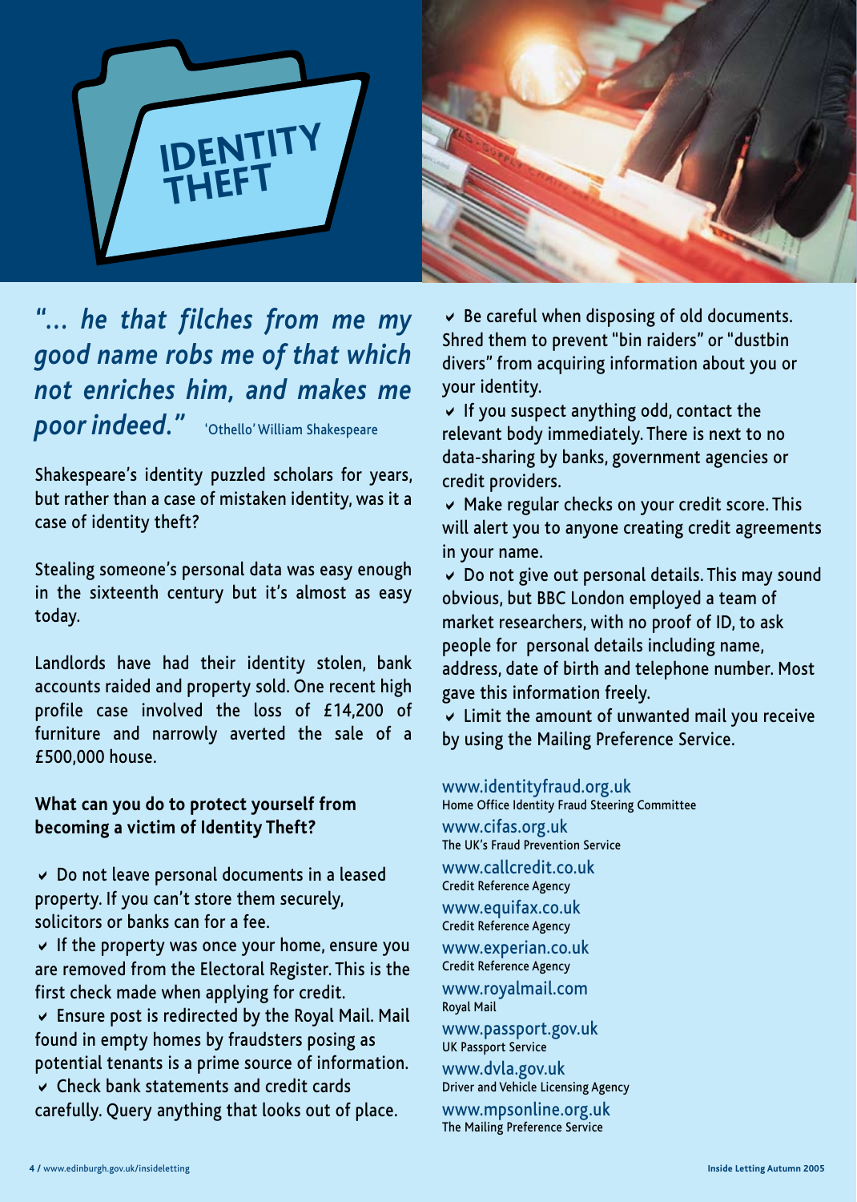# IDENTITY THEFT

*"... he that filches from me my good name robs me of that which not enriches him, and makes me poor indeed."* 'Othello' William Shakespeare

Shakespeare's identity puzzled scholars for years, but rather than a case of mistaken identity, was it a case of identity theft?

Stealing someone's personal data was easy enough in the sixteenth century but it's almost as easy today.

Landlords have had their identity stolen, bank accounts raided and property sold. One recent high profile case involved the loss of £14,200 of furniture and narrowly averted the sale of a £500,000 house.

**What can you do to protect yourself from becoming a victim of Identity Theft?**

- Do not leave personal documents in a leased property. If you can't store them securely, solicitors or banks can for a fee.
- If the property was once your home, ensure you are removed from the Electoral Register. This is the first check made when applying for credit.
- Ensure post is redirected by the Royal Mail. Mail found in empty homes by fraudsters posing as potential tenants is a prime source of information.
- Check bank statements and credit cards carefully. Query anything that looks out of place.
- Be careful when disposing of old documents. Shred them to prevent "bin raiders" or "dustbin divers" from acquiring information about you or your identity.
- If you suspect anything odd, contact the relevant body immediately. There is next to no data-sharing by banks, government agencies or credit providers.
- Make regular checks on your credit score. This will alert you to anyone creating credit agreements in your name.
- Do not give out personal details. This may sound obvious, but BBC London employed a team of market researchers, with no proof of ID, to ask people for personal details including name, address, date of birth and telephone number. Most gave this information freely.
- Limit the amount of unwanted mail you receive by using the Mailing Preference Service.

www.identityfraud.org.uk
Home Office Identity Fraud Steering Committee

www.cifas.org.uk
The UK's Fraud Prevention Service

www.callcredit.co.uk
Credit Reference Agency

www.equifax.co.uk
Credit Reference Agency

www.experian.co.uk
Credit Reference Agency

www.royalmail.com
Royal Mail

www.passport.gov.uk
UK Passport Service

www.dvla.gov.uk
Driver and Vehicle Licensing Agency

www.mpsonline.org.uk
The Mailing Preference Service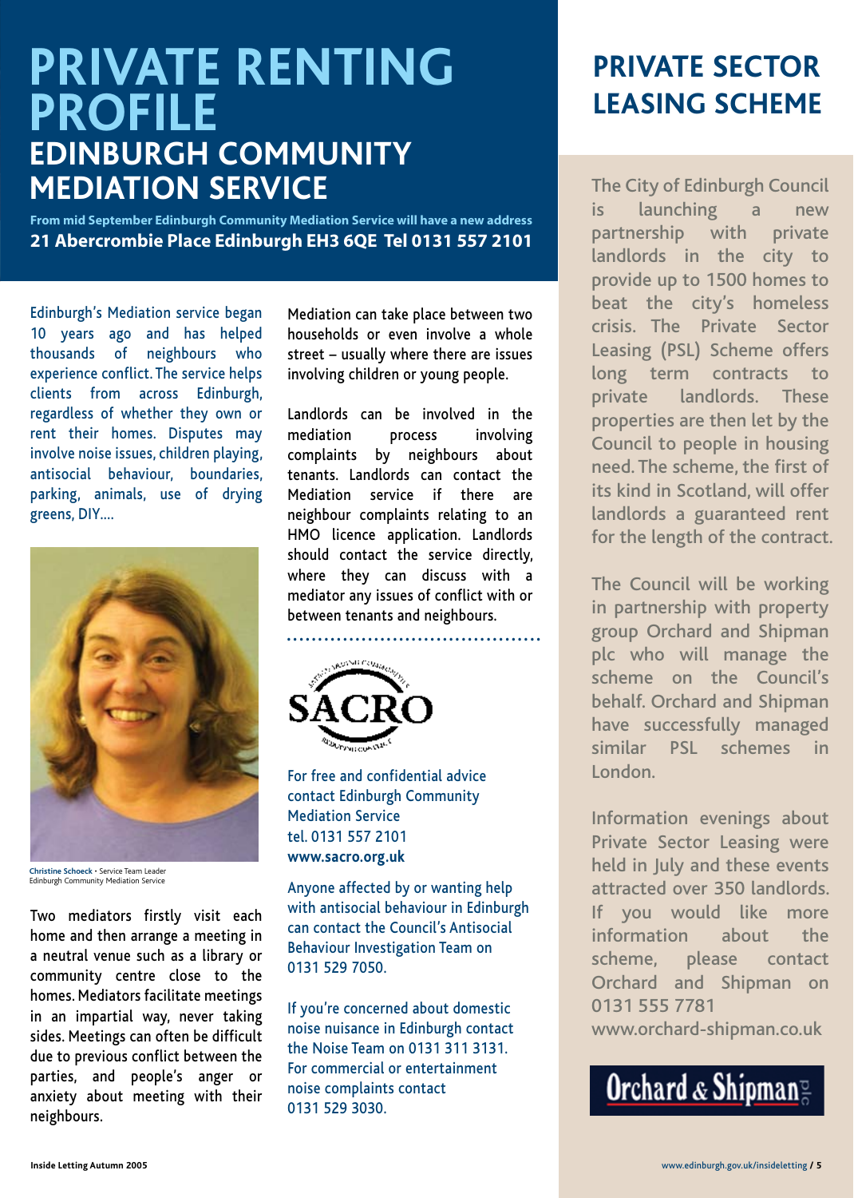# PRIVATE RENTING PROFILE

## EDINBURGH COMMUNITY MEDIATION SERVICE

**From mid September Edinburgh Community Mediation Service will have a new address**
**21 Abercrombie Place Edinburgh EH3 6QE Tel 0131 557 2101**

Edinburgh's Mediation service began 10 years ago and has helped thousands of neighbours who experience conflict. The service helps clients from across Edinburgh, regardless of whether they own or rent their homes. Disputes may involve noise issues, children playing, antisocial behaviour, boundaries, parking, animals, use of drying greens, DIY....

**Christine Schoeck** • Service Team Leader
Edinburgh Community Mediation Service

Two mediators firstly visit each home and then arrange a meeting in a neutral venue such as a library or community centre close to the homes. Mediators facilitate meetings in an impartial way, never taking sides. Meetings can often be difficult due to previous conflict between the parties, and people's anger or anxiety about meeting with their neighbours.

Mediation can take place between two households or even involve a whole street – usually where there are issues involving children or young people.

Landlords can be involved in the mediation process involving complaints by neighbours about tenants. Landlords can contact the Mediation service if there are neighbour complaints relating to an HMO licence application. Landlords should contact the service directly, where they can discuss with a mediator any issues of conflict with or between tenants and neighbours.

SACRO

For free and confidential advice contact Edinburgh Community Mediation Service
tel. 0131 557 2101
**www.sacro.org.uk**

Anyone affected by or wanting help with antisocial behaviour in Edinburgh can contact the Council's Antisocial Behaviour Investigation Team on 0131 529 7050.

If you're concerned about domestic noise nuisance in Edinburgh contact the Noise Team on 0131 311 3131. For commercial or entertainment noise complaints contact 0131 529 3030.

# PRIVATE SECTOR LEASING SCHEME

The City of Edinburgh Council is launching a new partnership with private landlords in the city to provide up to 1500 homes to beat the city's homeless crisis. The Private Sector Leasing (PSL) Scheme offers long term contracts to private landlords. These properties are then let by the Council to people in housing need. The scheme, the first of its kind in Scotland, will offer landlords a guaranteed rent for the length of the contract.

The Council will be working in partnership with property group Orchard and Shipman plc who will manage the scheme on the Council's behalf. Orchard and Shipman have successfully managed similar PSL schemes in London.

Information evenings about Private Sector Leasing were held in July and these events attracted over 350 landlords. If you would like more information about the scheme, please contact Orchard and Shipman on 0131 555 7781
www.orchard-shipman.co.uk

Orchard & Shipman plc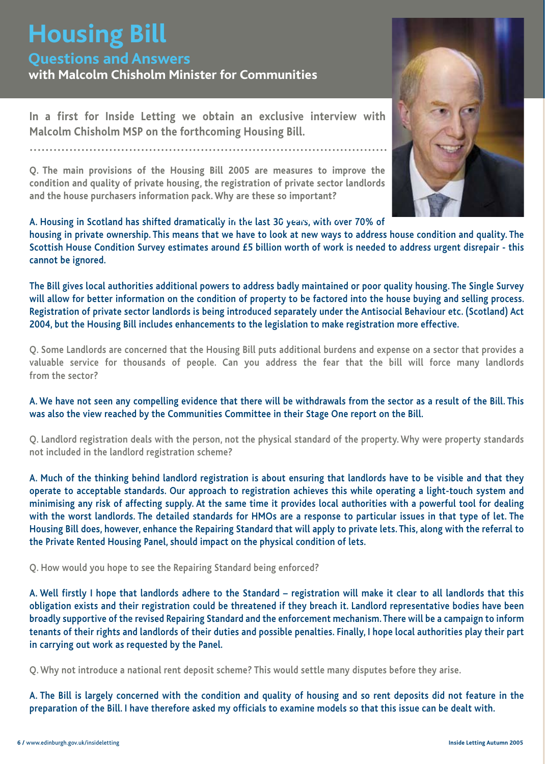# Housing Bill

## Questions and Answers

### with Malcolm Chisholm Minister for Communities

**In a first for Inside Letting we obtain an exclusive interview with Malcolm Chisholm MSP on the forthcoming Housing Bill.**

Q. The main provisions of the Housing Bill 2005 are measures to improve the condition and quality of private housing, the registration of private sector landlords and the house purchasers information pack. Why are these so important?

A. Housing in Scotland has shifted dramatically in the last 30 years, with over 70% of housing in private ownership. This means that we have to look at new ways to address house condition and quality. The Scottish House Condition Survey estimates around £5 billion worth of work is needed to address urgent disrepair - this cannot be ignored.

The Bill gives local authorities additional powers to address badly maintained or poor quality housing. The Single Survey will allow for better information on the condition of property to be factored into the house buying and selling process. Registration of private sector landlords is being introduced separately under the Antisocial Behaviour etc. (Scotland) Act 2004, but the Housing Bill includes enhancements to the legislation to make registration more effective.

Q. Some Landlords are concerned that the Housing Bill puts additional burdens and expense on a sector that provides a valuable service for thousands of people. Can you address the fear that the bill will force many landlords from the sector?

A. We have not seen any compelling evidence that there will be withdrawals from the sector as a result of the Bill. This was also the view reached by the Communities Committee in their Stage One report on the Bill.

Q. Landlord registration deals with the person, not the physical standard of the property. Why were property standards not included in the landlord registration scheme?

A. Much of the thinking behind landlord registration is about ensuring that landlords have to be visible and that they operate to acceptable standards. Our approach to registration achieves this while operating a light-touch system and minimising any risk of affecting supply. At the same time it provides local authorities with a powerful tool for dealing with the worst landlords. The detailed standards for HMOs are a response to particular issues in that type of let. The Housing Bill does, however, enhance the Repairing Standard that will apply to private lets. This, along with the referral to the Private Rented Housing Panel, should impact on the physical condition of lets.

Q. How would you hope to see the Repairing Standard being enforced?

A. Well firstly I hope that landlords adhere to the Standard – registration will make it clear to all landlords that this obligation exists and their registration could be threatened if they breach it. Landlord representative bodies have been broadly supportive of the revised Repairing Standard and the enforcement mechanism. There will be a campaign to inform tenants of their rights and landlords of their duties and possible penalties. Finally, I hope local authorities play their part in carrying out work as requested by the Panel.

Q. Why not introduce a national rent deposit scheme? This would settle many disputes before they arise.

A. The Bill is largely concerned with the condition and quality of housing and so rent deposits did not feature in the preparation of the Bill. I have therefore asked my officials to examine models so that this issue can be dealt with.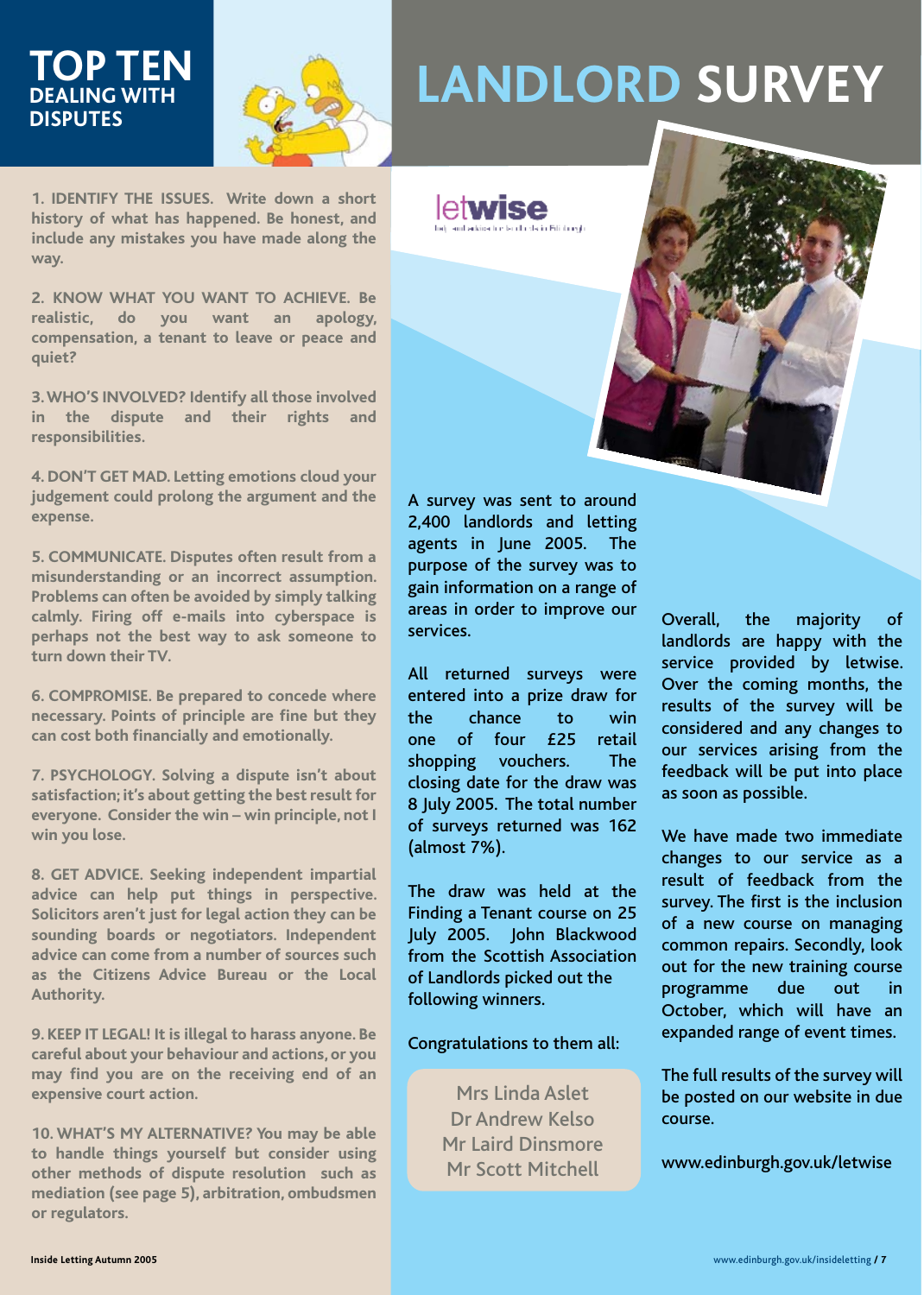# TOP TEN DEALING WITH DISPUTES

**1. IDENTIFY THE ISSUES.** Write down a short history of what has happened. Be honest, and include any mistakes you have made along the way.

**2. KNOW WHAT YOU WANT TO ACHIEVE.** Be realistic, do you want an apology, compensation, a tenant to leave or peace and quiet?

**3. WHO'S INVOLVED?** Identify all those involved in the dispute and their rights and responsibilities.

**4. DON'T GET MAD.** Letting emotions cloud your judgement could prolong the argument and the expense.

**5. COMMUNICATE.** Disputes often result from a misunderstanding or an incorrect assumption. Problems can often be avoided by simply talking calmly. Firing off e-mails into cyberspace is perhaps not the best way to ask someone to turn down their TV.

**6. COMPROMISE.** Be prepared to concede where necessary. Points of principle are fine but they can cost both financially and emotionally.

**7. PSYCHOLOGY.** Solving a dispute isn't about satisfaction; it's about getting the best result for everyone. Consider the win – win principle, not I win you lose.

**8. GET ADVICE.** Seeking independent impartial advice can help put things in perspective. Solicitors aren't just for legal action they can be sounding boards or negotiators. Independent advice can come from a number of sources such as the Citizens Advice Bureau or the Local Authority.

**9. KEEP IT LEGAL!** It is illegal to harass anyone. Be careful about your behaviour and actions, or you may find you are on the receiving end of an expensive court action.

**10. WHAT'S MY ALTERNATIVE?** You may be able to handle things yourself but consider using other methods of dispute resolution such as mediation (see page 5), arbitration, ombudsmen or regulators.

# LANDLORD SURVEY

letwise

A survey was sent to around 2,400 landlords and letting agents in June 2005. The purpose of the survey was to gain information on a range of areas in order to improve our services.

All returned surveys were entered into a prize draw for the chance to win one of four £25 retail shopping vouchers. The closing date for the draw was 8 July 2005. The total number of surveys returned was 162 (almost 7%).

The draw was held at the Finding a Tenant course on 25 July 2005. John Blackwood from the Scottish Association of Landlords picked out the following winners.

Congratulations to them all:

Mrs Linda Aslet
Dr Andrew Kelso
Mr Laird Dinsmore
Mr Scott Mitchell

Overall, the majority of landlords are happy with the service provided by letwise. Over the coming months, the results of the survey will be considered and any changes to our services arising from the feedback will be put into place as soon as possible.

We have made two immediate changes to our service as a result of feedback from the survey. The first is the inclusion of a new course on managing common repairs. Secondly, look out for the new training course programme due out in October, which will have an expanded range of event times.

The full results of the survey will be posted on our website in due course.

www.edinburgh.gov.uk/letwise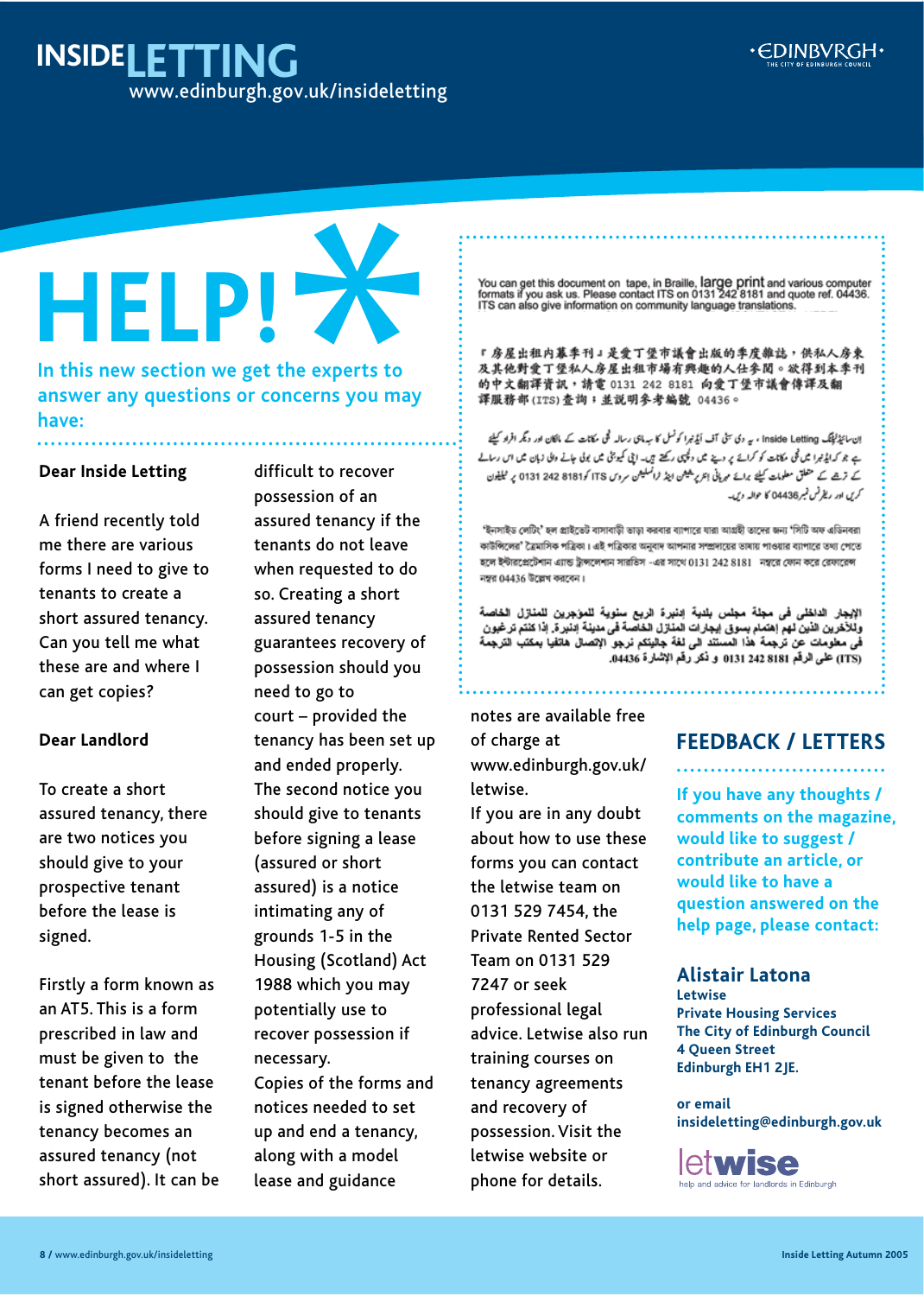# HELP!

In this new section we get the experts to answer any questions or concerns you may have:

**Dear Inside Letting**

A friend recently told me there are various forms I need to give to tenants to create a short assured tenancy. Can you tell me what these are and where I can get copies?

**Dear Landlord**

To create a short assured tenancy, there are two notices you should give to your prospective tenant before the lease is signed.

Firstly a form known as an AT5. This is a form prescribed in law and must be given to the tenant before the lease is signed otherwise the tenancy becomes an assured tenancy (not short assured). It can be difficult to recover possession of an assured tenancy if the tenants do not leave when requested to do so. Creating a short assured tenancy guarantees recovery of possession should you need to go to court – provided the tenancy has been set up and ended properly.

The second notice you should give to tenants before signing a lease (assured or short assured) is a notice intimating any of grounds 1-5 in the Housing (Scotland) Act 1988 which you may potentially use to recover possession if necessary.

Copies of the forms and notices needed to set up and end a tenancy, along with a model lease and guidance notes are available free of charge at www.edinburgh.gov.uk/letwise.

If you are in any doubt about how to use these forms you can contact the letwise team on 0131 529 7454, the Private Rented Sector Team on 0131 529 7247 or seek professional legal advice. Letwise also run training courses on tenancy agreements and recovery of possession. Visit the letwise website or phone for details.

---

You can get this document on tape, in Braille, large print and various computer formats if you ask us. Please contact ITS on 0131 242 8181 and quote ref. 04436. ITS can also give information on community language translations.

『房屋出租內幕季刊』是愛丁堡市議會出版的季度雜誌，供私人房東及其他對愛丁堡私人房屋出租市場有興趣的人仕參閱。欲得到本季刊的中文翻譯資訊，請電 0131 242 8181 向愛丁堡市議會傳譯及翻譯服務部(ITS)查詢；並説明參考編號 04436。

ان سائیڈ لیٹنگ Inside Letting ، یہ دی سٹی آف ایڈنبرا کونسل کا سہ ماہی رسالہ ہے جو کہ ایڈنبرا میں نجی مکانات کے مالکان اور دیگر افراد کیلئے ہے جو کہ ایڈنبرا میں نجی مکانات کو کرائے پر دینے میں دلچسپی رکھتے ہیں۔ اپنی کمیونٹی میں بولی جانے والی زبان میں اس رسالے کے ترجمے کے متعلق معلومات کیلئے براہ مہربانی انٹرپریٹیشن اینڈ ٹرانسلیشن سروس ITS کو 8181 242 0131 پر ٹیلیفون کریں اور ریفرنس نمبر04436 کا حوالہ دیں۔

'ইনসাইড লেটিং' হল প্রাইভেট বাসাবাড়ী ভাড়া করবার ব্যাপারে যারা আগ্রহী তাদের জন্য 'সিটি অফ এডিনবরা কাউন্সিলের' ত্রৈমাসিক পত্রিকা। এই পত্রিকার অনুবাদ আপনার সম্প্রদায়ের ভাষায় পাওয়ার ব্যাপারে তথ্য পেতে হলে ইন্টারপ্রেটেশান এ্যান্ড ট্রান্সলেশান সার্ভিস -এর সাথে 0131 242 8181 নম্বরে ফোন করে রেফারেন্স নম্বর 04436 উল্লেখ করবেন।

الإيجار الداخلي في مجلة مجلس بلدية إدنبرة الربع سنوية للمؤجرين للمنازل الخاصة وللآخرين الذين لهم إهتمام بسوق إيجارات المنازل الخاصة في مدينة إدنبرة. إذا كنتم ترغبون في معلومات عن ترجمة هذا المستند إلى لغة جاليتكم نرجو الإتصال هاتفيا بمكتب الترجمة (ITS) على الرقم 8181 242 0131 و ذكر رقم الإشارة 04436.

---

## FEEDBACK / LETTERS

If you have any thoughts / comments on the magazine, would like to suggest / contribute an article, or would like to have a question answered on the help page, please contact:

**Alistair Latona**
**Letwise**
**Private Housing Services**
**The City of Edinburgh Council**
**4 Queen Street**
**Edinburgh EH1 2JE.**

**or email**
**insideletting@edinburgh.gov.uk**

letwise
help and advice for landlords in Edinburgh